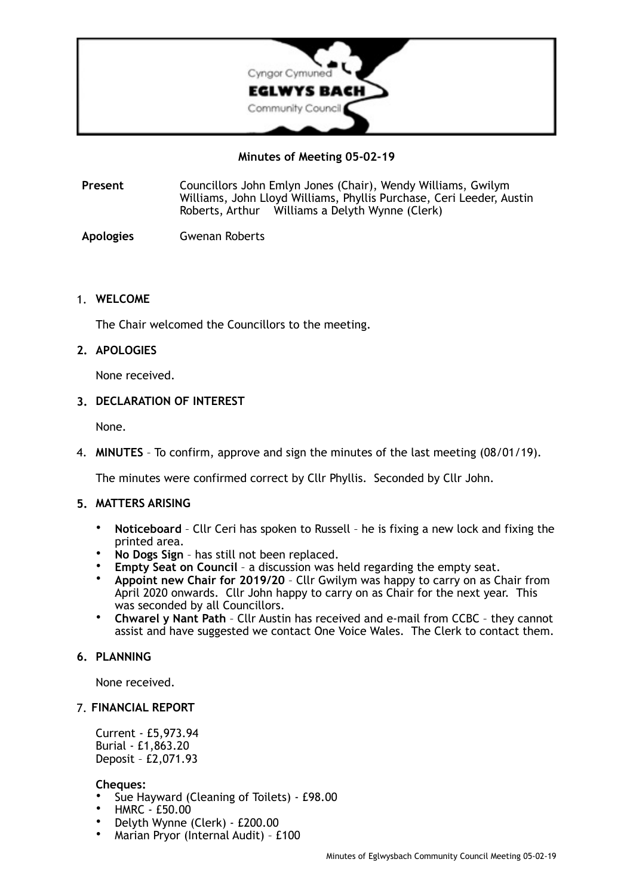Cyngor Cymuned

**EGLWYS BACH**

Community Council

**Minutes of Meeting 05-02-19**

| **Present** | Councillors John Emlyn Jones (Chair), Wendy Williams, Gwilym Williams, John Lloyd Williams, Phyllis Purchase, Ceri Leeder, Austin Roberts, Arthur Williams a Delyth Wynne (Clerk) |
|---|---|
| **Apologies** | Gwenan Roberts |

1. **WELCOME**

   The Chair welcomed the Councillors to the meeting.

2. **APOLOGIES**

   None received.

3. **DECLARATION OF INTEREST**

   None.

4. **MINUTES** – To confirm, approve and sign the minutes of the last meeting (08/01/19).

   The minutes were confirmed correct by Cllr Phyllis. Seconded by Cllr John.

5. **MATTERS ARISING**

   - **Noticeboard** – Cllr Ceri has spoken to Russell – he is fixing a new lock and fixing the printed area.
   - **No Dogs Sign** – has still not been replaced.
   - **Empty Seat on Council** – a discussion was held regarding the empty seat.
   - **Appoint new Chair for 2019/20** – Cllr Gwilym was happy to carry on as Chair from April 2020 onwards. Cllr John happy to carry on as Chair for the next year. This was seconded by all Councillors.
   - **Chwarel y Nant Path** – Cllr Austin has received and e-mail from CCBC – they cannot assist and have suggested we contact One Voice Wales. The Clerk to contact them.

6. **PLANNING**

   None received.

7. **FINANCIAL REPORT**

   Current - £5,973.94
   Burial - £1,863.20
   Deposit – £2,071.93

   **Cheques:**
   - Sue Hayward (Cleaning of Toilets) - £98.00
   - HMRC - £50.00
   - Delyth Wynne (Clerk) - £200.00
   - Marian Pryor (Internal Audit) – £100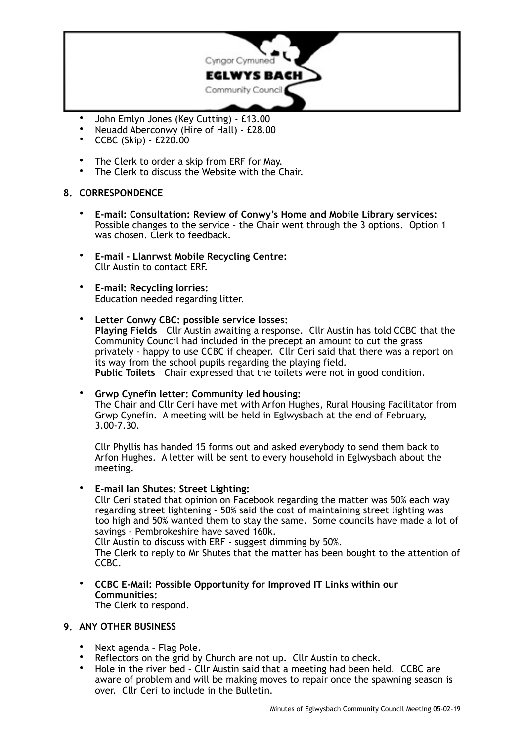- John Emlyn Jones (Key Cutting) - £13.00
- Neuadd Aberconwy (Hire of Hall) - £28.00
- CCBC (Skip) - £220.00

- The Clerk to order a skip from ERF for May.
- The Clerk to discuss the Website with the Chair.

## 8. CORRESPONDENCE

- **E-mail: Consultation: Review of Conwy's Home and Mobile Library services:** Possible changes to the service – the Chair went through the 3 options. Option 1 was chosen. Clerk to feedback.

- **E-mail - Llanrwst Mobile Recycling Centre:** Cllr Austin to contact ERF.

- **E-mail: Recycling lorries:** Education needed regarding litter.

- **Letter Conwy CBC: possible service losses:**
  **Playing Fields** – Cllr Austin awaiting a response. Cllr Austin has told CCBC that the Community Council had included in the precept an amount to cut the grass privately - happy to use CCBC if cheaper. Cllr Ceri said that there was a report on its way from the school pupils regarding the playing field.
  **Public Toilets** – Chair expressed that the toilets were not in good condition.

- **Grwp Cynefin letter: Community led housing:**
  The Chair and Cllr Ceri have met with Arfon Hughes, Rural Housing Facilitator from Grwp Cynefin. A meeting will be held in Eglwysbach at the end of February, 3.00-7.30.

  Cllr Phyllis has handed 15 forms out and asked everybody to send them back to Arfon Hughes. A letter will be sent to every household in Eglwysbach about the meeting.

- **E-mail Ian Shutes: Street Lighting:**
  Cllr Ceri stated that opinion on Facebook regarding the matter was 50% each way regarding street lightening – 50% said the cost of maintaining street lighting was too high and 50% wanted them to stay the same. Some councils have made a lot of savings - Pembrokeshire have saved 160k.
  Cllr Austin to discuss with ERF - suggest dimming by 50%.
  The Clerk to reply to Mr Shutes that the matter has been bought to the attention of CCBC.

- **CCBC E-Mail: Possible Opportunity for Improved IT Links within our Communities:**
  The Clerk to respond.

## 9. ANY OTHER BUSINESS

- Next agenda – Flag Pole.
- Reflectors on the grid by Church are not up. Cllr Austin to check.
- Hole in the river bed – Cllr Austin said that a meeting had been held. CCBC are aware of problem and will be making moves to repair once the spawning season is over. Cllr Ceri to include in the Bulletin.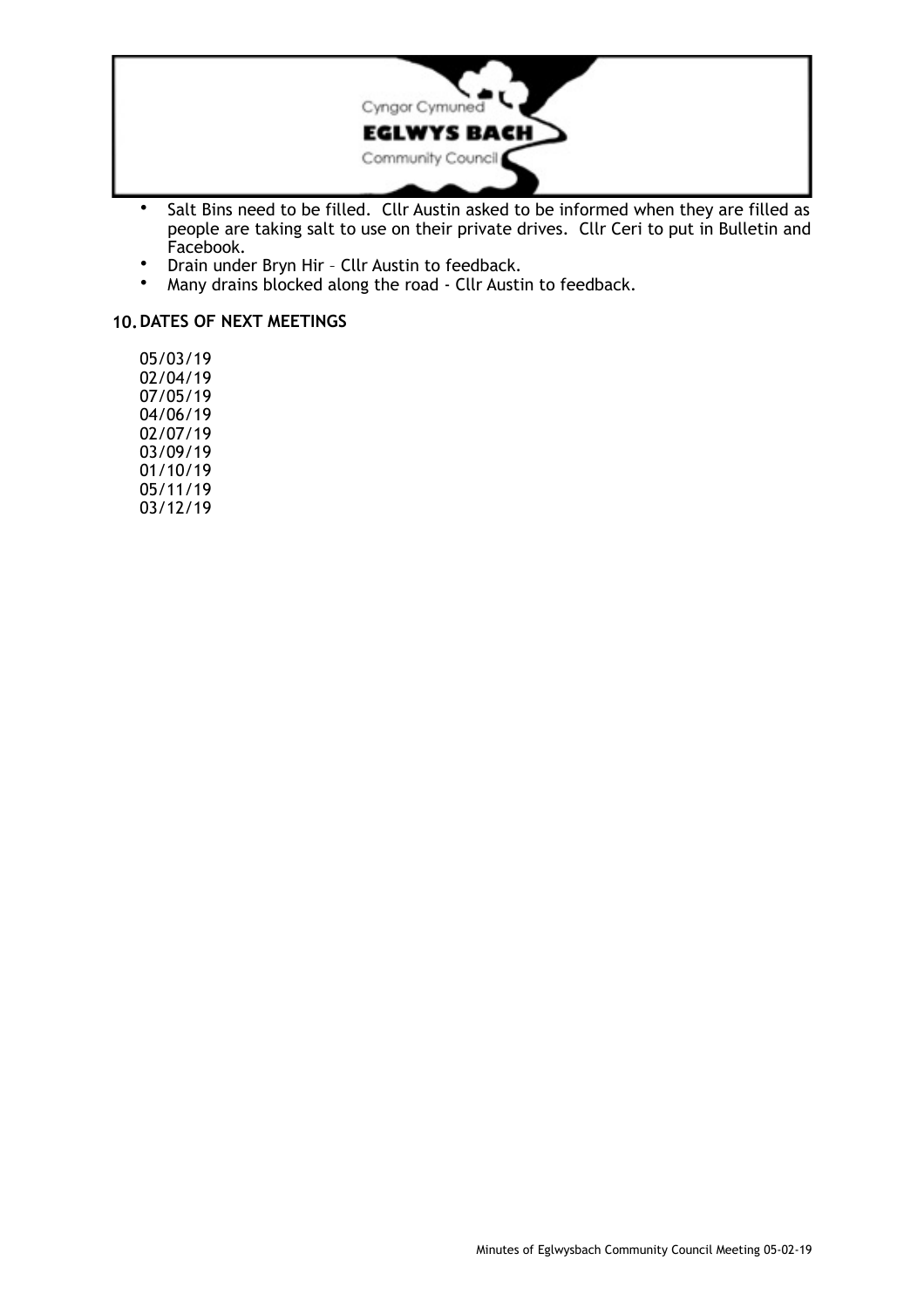- Salt Bins need to be filled. Cllr Austin asked to be informed when they are filled as people are taking salt to use on their private drives. Cllr Ceri to put in Bulletin and Facebook.
- Drain under Bryn Hir – Cllr Austin to feedback.
- Many drains blocked along the road - Cllr Austin to feedback.

## 10. DATES OF NEXT MEETINGS

05/03/19
02/04/19
07/05/19
04/06/19
02/07/19
03/09/19
01/10/19
05/11/19
03/12/19